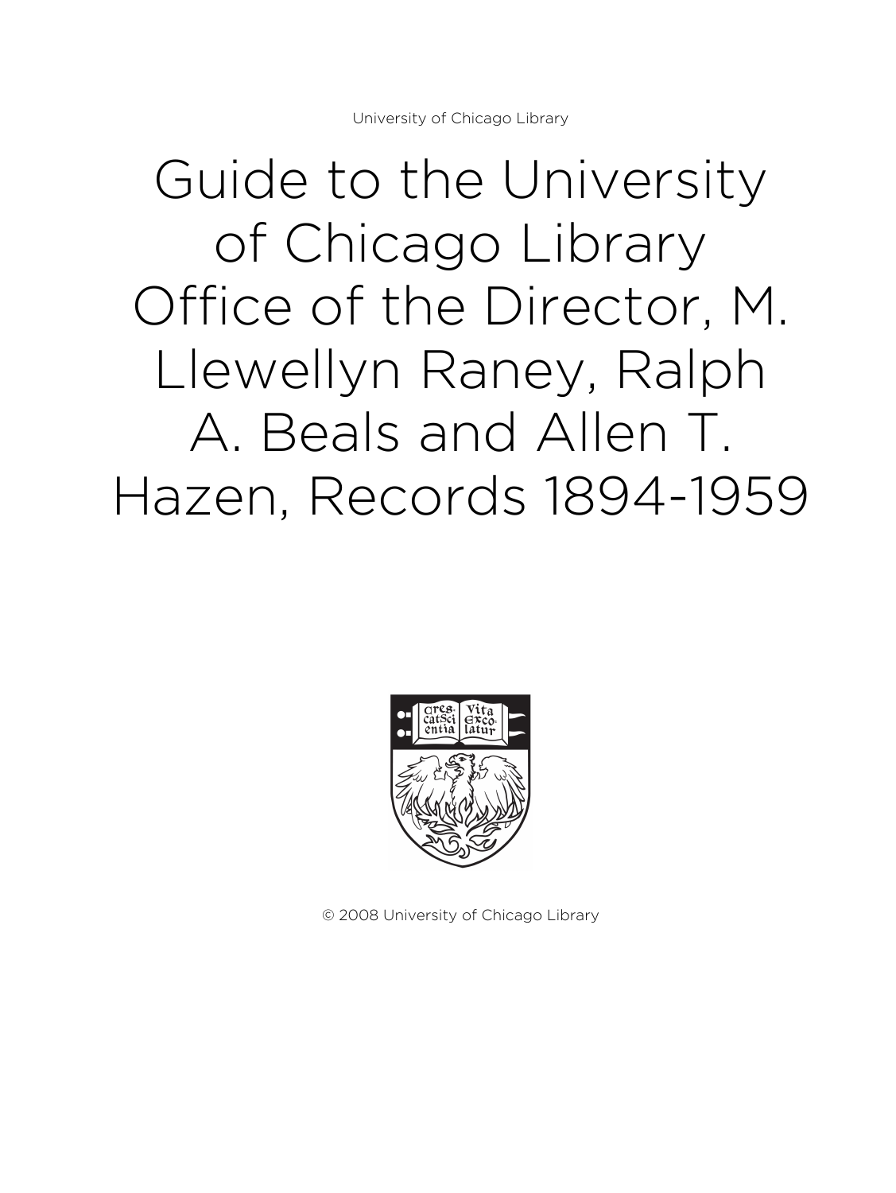University of Chicago Library

# Guide to the University of Chicago Library Office of the Director, M. Llewellyn Raney, Ralph A. Beals and Allen T. Hazen, Records 1894-1959

© 2008 University of Chicago Library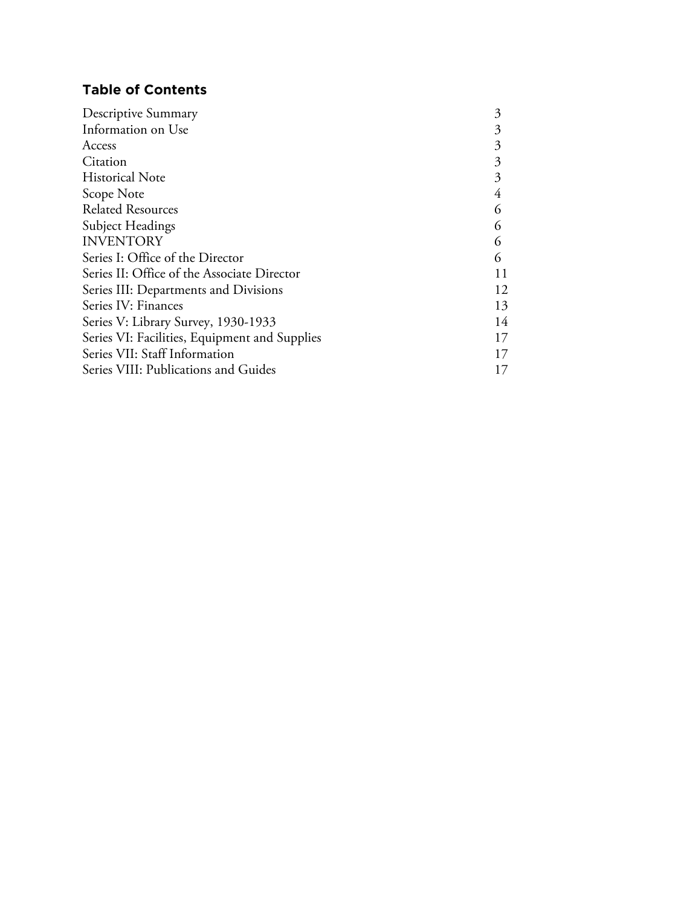## Table of Contents

| | |
|---|---|
| Descriptive Summary | 3 |
| Information on Use | 3 |
| Access | 3 |
| Citation | 3 |
| Historical Note | 3 |
| Scope Note | 4 |
| Related Resources | 6 |
| Subject Headings | 6 |
| INVENTORY | 6 |
| Series I: Office of the Director | 6 |
| Series II: Office of the Associate Director | 11 |
| Series III: Departments and Divisions | 12 |
| Series IV: Finances | 13 |
| Series V: Library Survey, 1930-1933 | 14 |
| Series VI: Facilities, Equipment and Supplies | 17 |
| Series VII: Staff Information | 17 |
| Series VIII: Publications and Guides | 17 |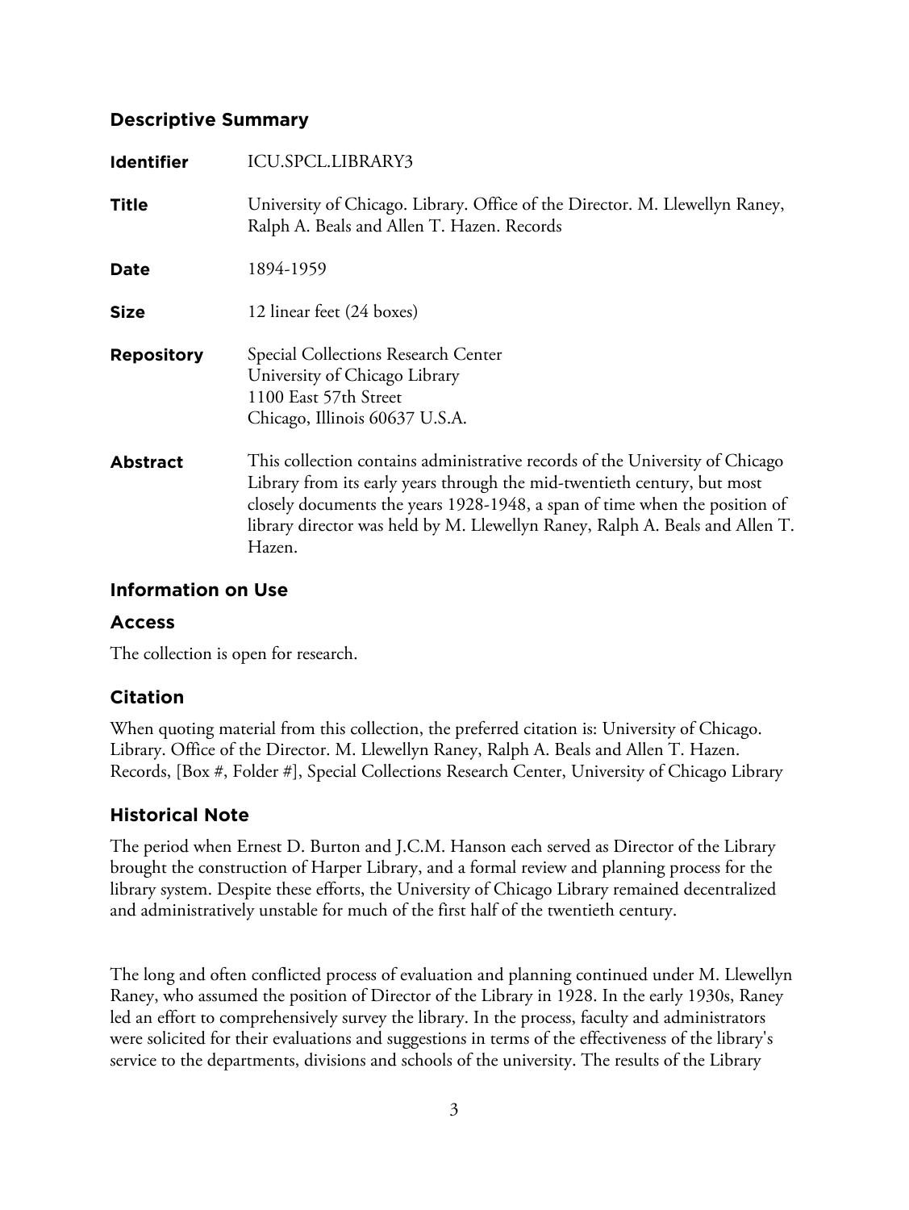## Descriptive Summary

| | |
|---|---|
| **Identifier** | ICU.SPCL.LIBRARY3 |
| **Title** | University of Chicago. Library. Office of the Director. M. Llewellyn Raney, Ralph A. Beals and Allen T. Hazen. Records |
| **Date** | 1894-1959 |
| **Size** | 12 linear feet (24 boxes) |
| **Repository** | Special Collections Research Center<br>University of Chicago Library<br>1100 East 57th Street<br>Chicago, Illinois 60637 U.S.A. |
| **Abstract** | This collection contains administrative records of the University of Chicago Library from its early years through the mid-twentieth century, but most closely documents the years 1928-1948, a span of time when the position of library director was held by M. Llewellyn Raney, Ralph A. Beals and Allen T. Hazen. |

## Information on Use

### Access

The collection is open for research.

### Citation

When quoting material from this collection, the preferred citation is: University of Chicago. Library. Office of the Director. M. Llewellyn Raney, Ralph A. Beals and Allen T. Hazen. Records, [Box #, Folder #], Special Collections Research Center, University of Chicago Library

## Historical Note

The period when Ernest D. Burton and J.C.M. Hanson each served as Director of the Library brought the construction of Harper Library, and a formal review and planning process for the library system. Despite these efforts, the University of Chicago Library remained decentralized and administratively unstable for much of the first half of the twentieth century.

The long and often conflicted process of evaluation and planning continued under M. Llewellyn Raney, who assumed the position of Director of the Library in 1928. In the early 1930s, Raney led an effort to comprehensively survey the library. In the process, faculty and administrators were solicited for their evaluations and suggestions in terms of the effectiveness of the library's service to the departments, divisions and schools of the university. The results of the Library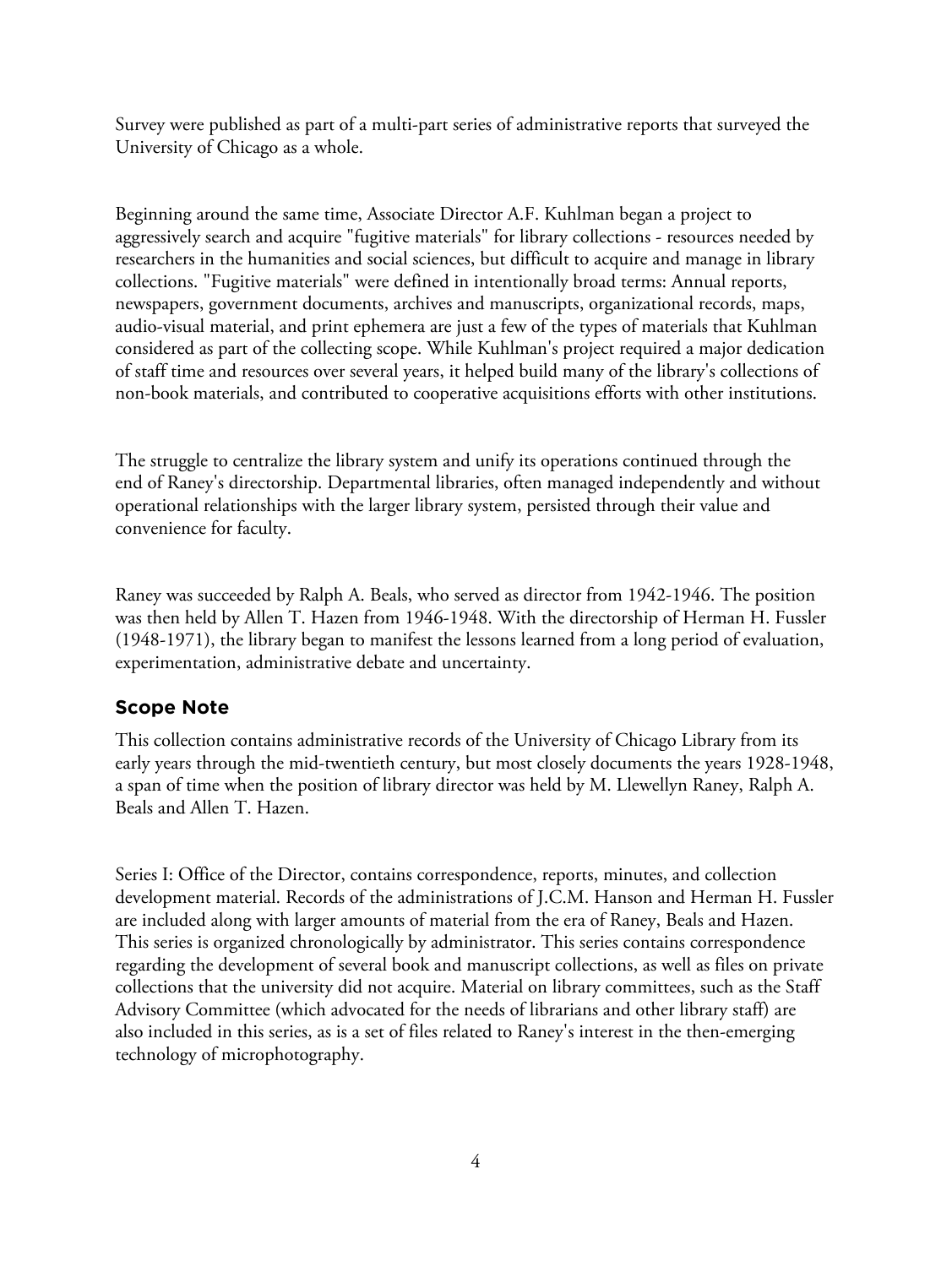Survey were published as part of a multi-part series of administrative reports that surveyed the University of Chicago as a whole.

Beginning around the same time, Associate Director A.F. Kuhlman began a project to aggressively search and acquire "fugitive materials" for library collections - resources needed by researchers in the humanities and social sciences, but difficult to acquire and manage in library collections. "Fugitive materials" were defined in intentionally broad terms: Annual reports, newspapers, government documents, archives and manuscripts, organizational records, maps, audio-visual material, and print ephemera are just a few of the types of materials that Kuhlman considered as part of the collecting scope. While Kuhlman's project required a major dedication of staff time and resources over several years, it helped build many of the library's collections of non-book materials, and contributed to cooperative acquisitions efforts with other institutions.

The struggle to centralize the library system and unify its operations continued through the end of Raney's directorship. Departmental libraries, often managed independently and without operational relationships with the larger library system, persisted through their value and convenience for faculty.

Raney was succeeded by Ralph A. Beals, who served as director from 1942-1946. The position was then held by Allen T. Hazen from 1946-1948. With the directorship of Herman H. Fussler (1948-1971), the library began to manifest the lessons learned from a long period of evaluation, experimentation, administrative debate and uncertainty.

## Scope Note

This collection contains administrative records of the University of Chicago Library from its early years through the mid-twentieth century, but most closely documents the years 1928-1948, a span of time when the position of library director was held by M. Llewellyn Raney, Ralph A. Beals and Allen T. Hazen.

Series I: Office of the Director, contains correspondence, reports, minutes, and collection development material. Records of the administrations of J.C.M. Hanson and Herman H. Fussler are included along with larger amounts of material from the era of Raney, Beals and Hazen. This series is organized chronologically by administrator. This series contains correspondence regarding the development of several book and manuscript collections, as well as files on private collections that the university did not acquire. Material on library committees, such as the Staff Advisory Committee (which advocated for the needs of librarians and other library staff) are also included in this series, as is a set of files related to Raney's interest in the then-emerging technology of microphotography.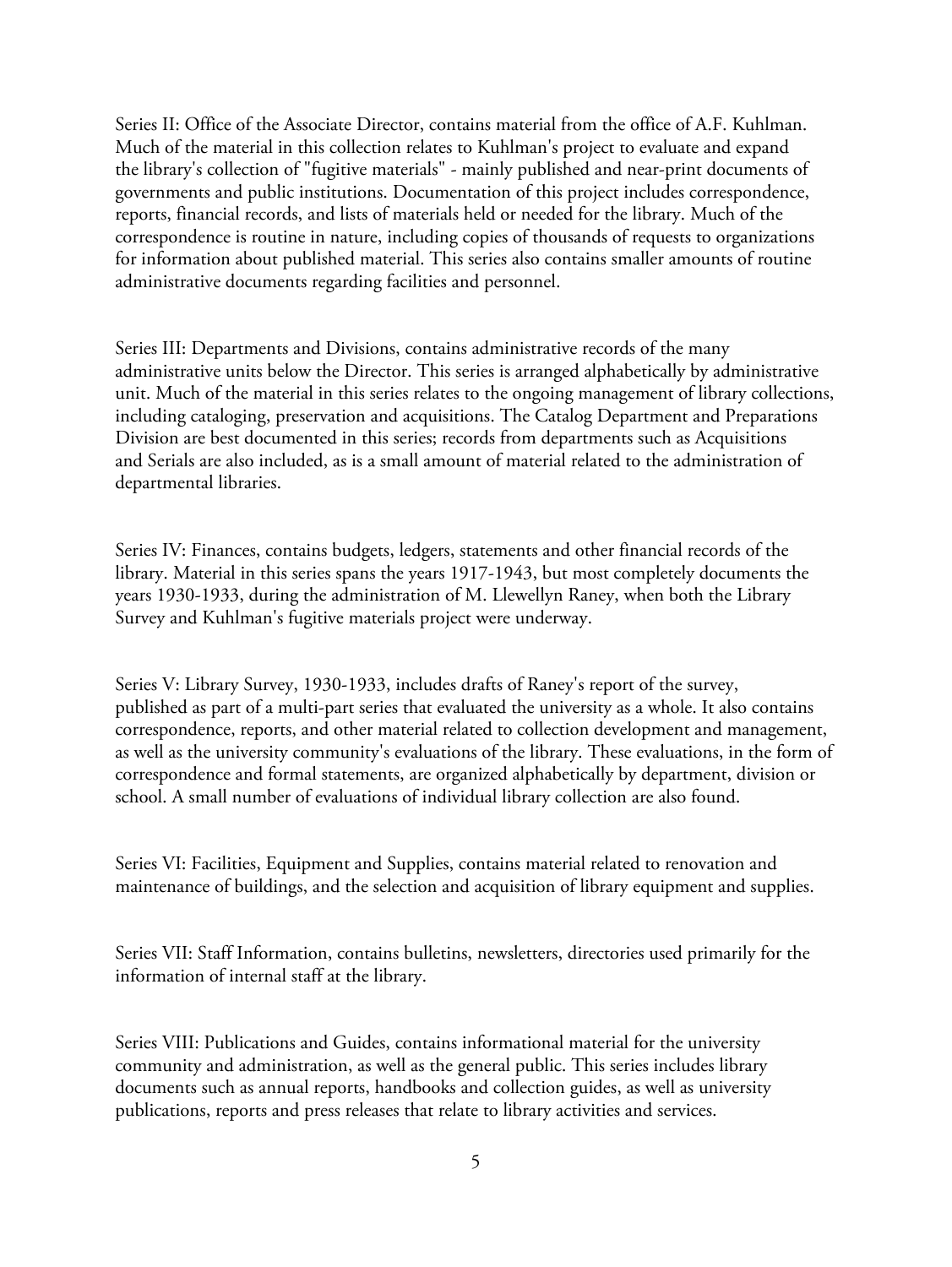Series II: Office of the Associate Director, contains material from the office of A.F. Kuhlman. Much of the material in this collection relates to Kuhlman's project to evaluate and expand the library's collection of "fugitive materials" - mainly published and near-print documents of governments and public institutions. Documentation of this project includes correspondence, reports, financial records, and lists of materials held or needed for the library. Much of the correspondence is routine in nature, including copies of thousands of requests to organizations for information about published material. This series also contains smaller amounts of routine administrative documents regarding facilities and personnel.

Series III: Departments and Divisions, contains administrative records of the many administrative units below the Director. This series is arranged alphabetically by administrative unit. Much of the material in this series relates to the ongoing management of library collections, including cataloging, preservation and acquisitions. The Catalog Department and Preparations Division are best documented in this series; records from departments such as Acquisitions and Serials are also included, as is a small amount of material related to the administration of departmental libraries.

Series IV: Finances, contains budgets, ledgers, statements and other financial records of the library. Material in this series spans the years 1917-1943, but most completely documents the years 1930-1933, during the administration of M. Llewellyn Raney, when both the Library Survey and Kuhlman's fugitive materials project were underway.

Series V: Library Survey, 1930-1933, includes drafts of Raney's report of the survey, published as part of a multi-part series that evaluated the university as a whole. It also contains correspondence, reports, and other material related to collection development and management, as well as the university community's evaluations of the library. These evaluations, in the form of correspondence and formal statements, are organized alphabetically by department, division or school. A small number of evaluations of individual library collection are also found.

Series VI: Facilities, Equipment and Supplies, contains material related to renovation and maintenance of buildings, and the selection and acquisition of library equipment and supplies.

Series VII: Staff Information, contains bulletins, newsletters, directories used primarily for the information of internal staff at the library.

Series VIII: Publications and Guides, contains informational material for the university community and administration, as well as the general public. This series includes library documents such as annual reports, handbooks and collection guides, as well as university publications, reports and press releases that relate to library activities and services.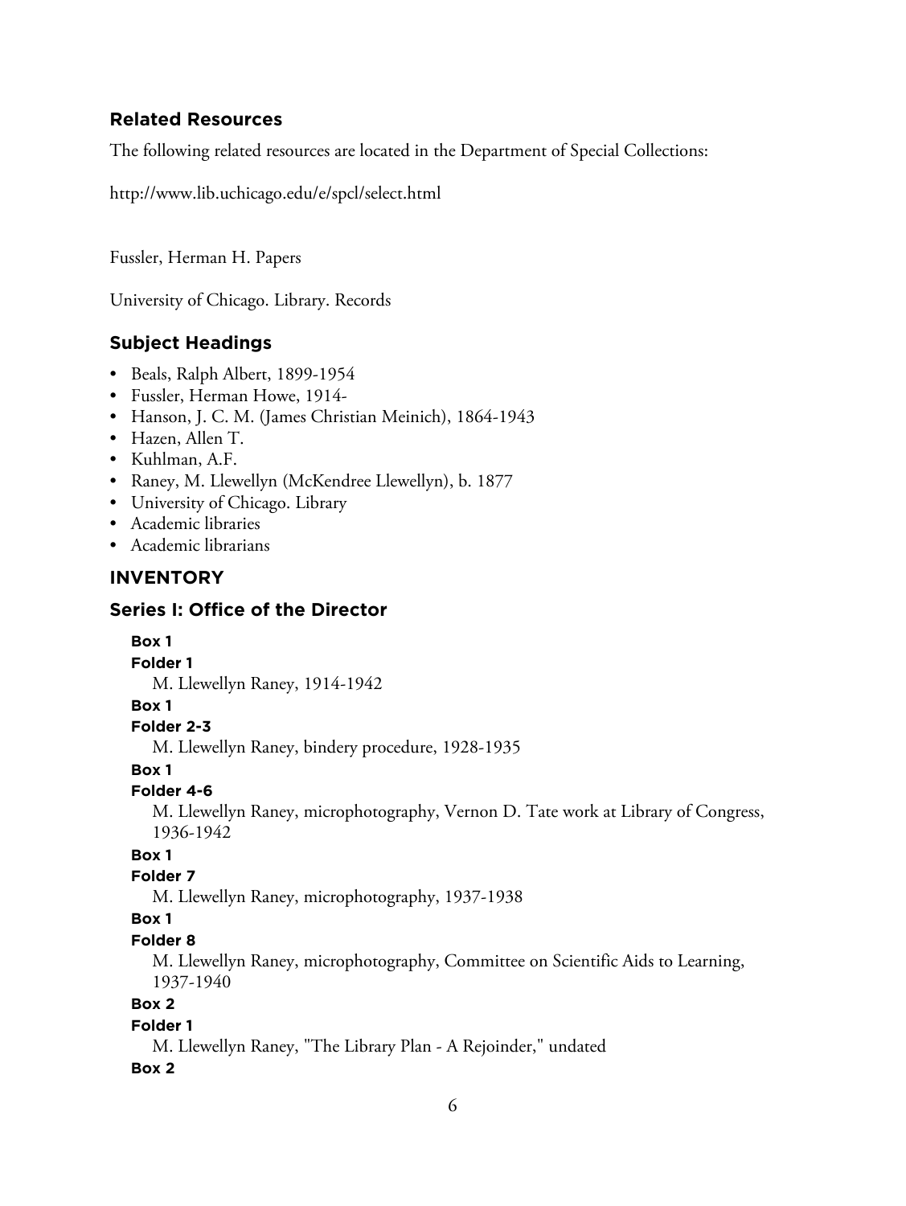## Related Resources

The following related resources are located in the Department of Special Collections:

http://www.lib.uchicago.edu/e/spcl/select.html

Fussler, Herman H. Papers

University of Chicago. Library. Records

## Subject Headings

- Beals, Ralph Albert, 1899-1954
- Fussler, Herman Howe, 1914-
- Hanson, J. C. M. (James Christian Meinich), 1864-1943
- Hazen, Allen T.
- Kuhlman, A.F.
- Raney, M. Llewellyn (McKendree Llewellyn), b. 1877
- University of Chicago. Library
- Academic libraries
- Academic librarians

## INVENTORY

## Series I: Office of the Director

**Box 1**
**Folder 1**
M. Llewellyn Raney, 1914-1942

**Box 1**
**Folder 2-3**
M. Llewellyn Raney, bindery procedure, 1928-1935

**Box 1**
**Folder 4-6**
M. Llewellyn Raney, microphotography, Vernon D. Tate work at Library of Congress, 1936-1942

**Box 1**
**Folder 7**
M. Llewellyn Raney, microphotography, 1937-1938

**Box 1**
**Folder 8**
M. Llewellyn Raney, microphotography, Committee on Scientific Aids to Learning, 1937-1940

**Box 2**
**Folder 1**
M. Llewellyn Raney, "The Library Plan - A Rejoinder," undated

**Box 2**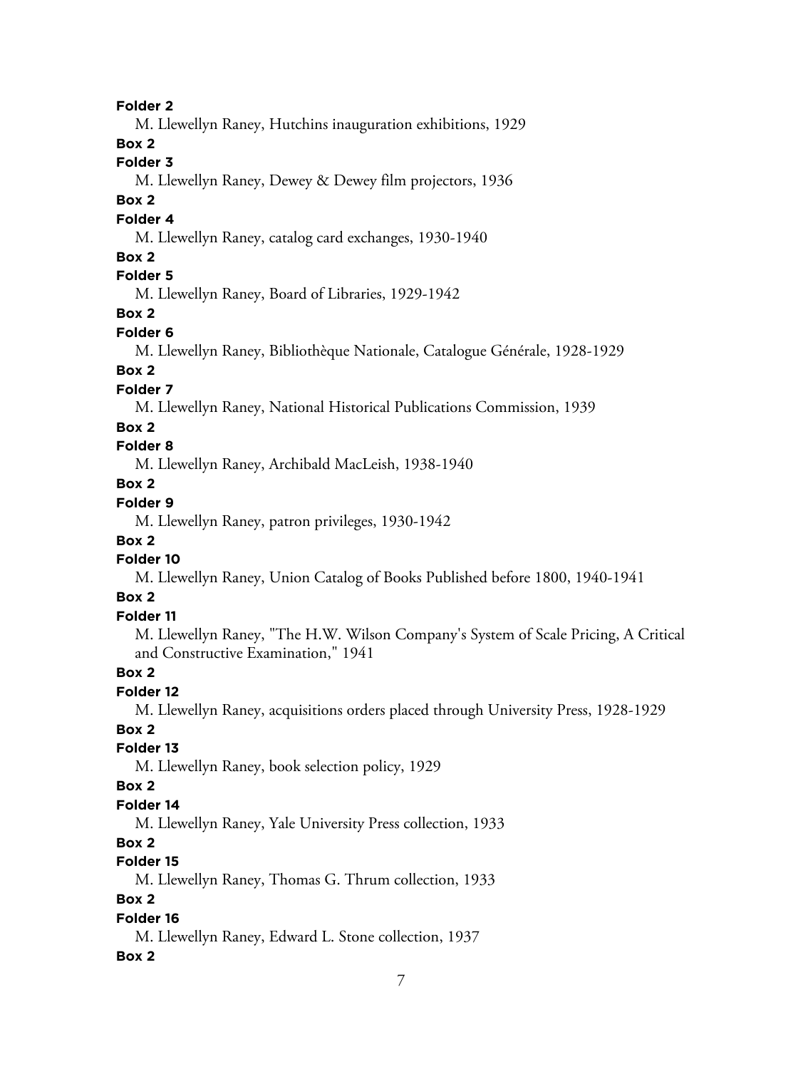**Folder 2**

M. Llewellyn Raney, Hutchins inauguration exhibitions, 1929

**Box 2**

**Folder 3**

M. Llewellyn Raney, Dewey & Dewey film projectors, 1936

**Box 2**

**Folder 4**

M. Llewellyn Raney, catalog card exchanges, 1930-1940

**Box 2**

**Folder 5**

M. Llewellyn Raney, Board of Libraries, 1929-1942

**Box 2**

**Folder 6**

M. Llewellyn Raney, Bibliothèque Nationale, Catalogue Générale, 1928-1929

**Box 2**

**Folder 7**

M. Llewellyn Raney, National Historical Publications Commission, 1939

**Box 2**

**Folder 8**

M. Llewellyn Raney, Archibald MacLeish, 1938-1940

**Box 2**

**Folder 9**

M. Llewellyn Raney, patron privileges, 1930-1942

**Box 2**

**Folder 10**

M. Llewellyn Raney, Union Catalog of Books Published before 1800, 1940-1941

**Box 2**

**Folder 11**

M. Llewellyn Raney, "The H.W. Wilson Company's System of Scale Pricing, A Critical and Constructive Examination," 1941

**Box 2**

**Folder 12**

M. Llewellyn Raney, acquisitions orders placed through University Press, 1928-1929

**Box 2**

**Folder 13**

M. Llewellyn Raney, book selection policy, 1929

**Box 2**

**Folder 14**

M. Llewellyn Raney, Yale University Press collection, 1933

**Box 2**

**Folder 15**

M. Llewellyn Raney, Thomas G. Thrum collection, 1933

**Box 2**

**Folder 16**

M. Llewellyn Raney, Edward L. Stone collection, 1937

**Box 2**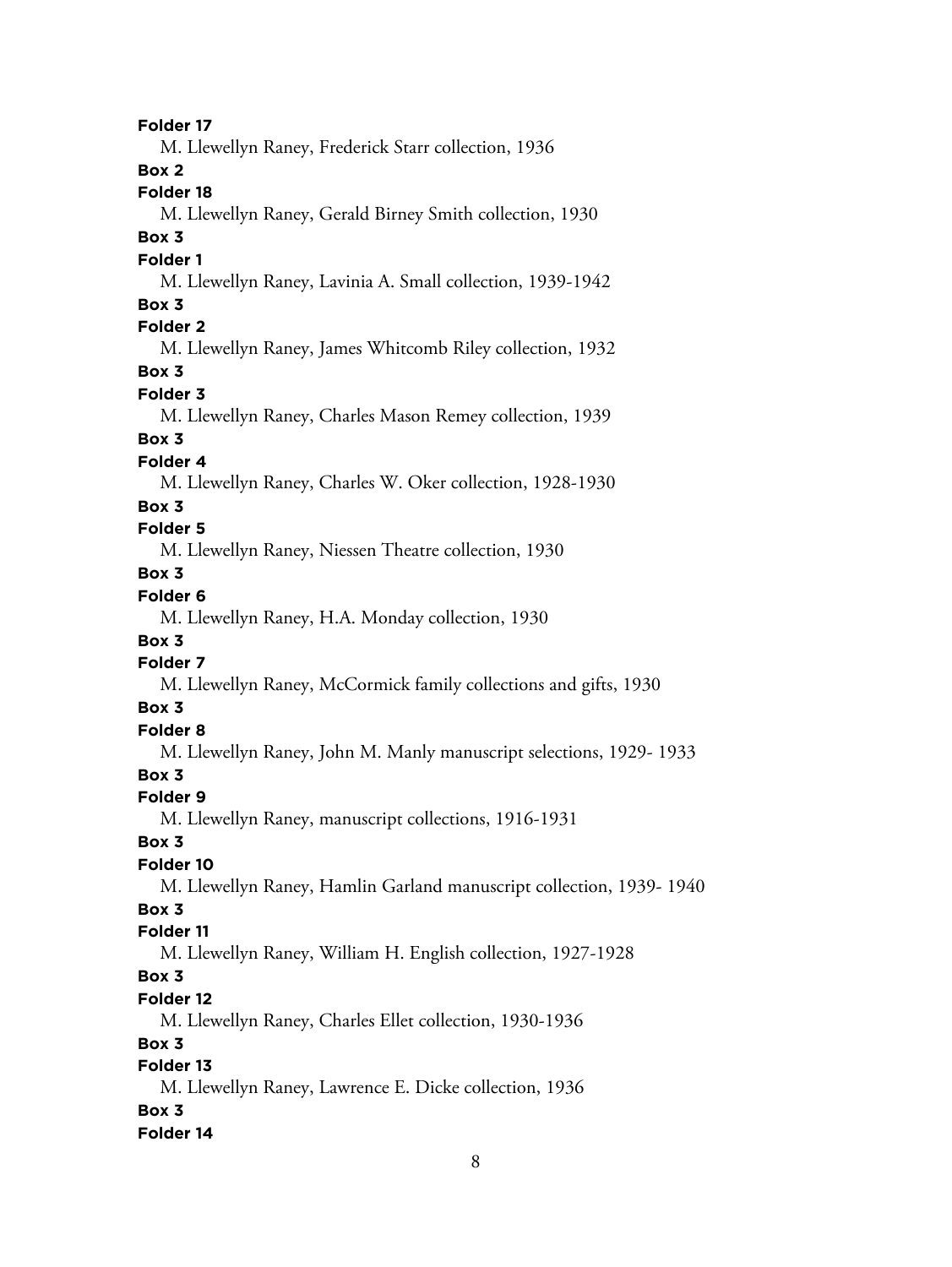**Folder 17**

M. Llewellyn Raney, Frederick Starr collection, 1936

**Box 2**

**Folder 18**

M. Llewellyn Raney, Gerald Birney Smith collection, 1930

**Box 3**

**Folder 1**

M. Llewellyn Raney, Lavinia A. Small collection, 1939-1942

**Box 3**

**Folder 2**

M. Llewellyn Raney, James Whitcomb Riley collection, 1932

**Box 3**

**Folder 3**

M. Llewellyn Raney, Charles Mason Remey collection, 1939

**Box 3**

**Folder 4**

M. Llewellyn Raney, Charles W. Oker collection, 1928-1930

**Box 3**

**Folder 5**

M. Llewellyn Raney, Niessen Theatre collection, 1930

**Box 3**

**Folder 6**

M. Llewellyn Raney, H.A. Monday collection, 1930

**Box 3**

**Folder 7**

M. Llewellyn Raney, McCormick family collections and gifts, 1930

**Box 3**

**Folder 8**

M. Llewellyn Raney, John M. Manly manuscript selections, 1929- 1933

**Box 3**

**Folder 9**

M. Llewellyn Raney, manuscript collections, 1916-1931

**Box 3**

**Folder 10**

M. Llewellyn Raney, Hamlin Garland manuscript collection, 1939- 1940

**Box 3**

**Folder 11**

M. Llewellyn Raney, William H. English collection, 1927-1928

**Box 3**

**Folder 12**

M. Llewellyn Raney, Charles Ellet collection, 1930-1936

**Box 3**

**Folder 13**

M. Llewellyn Raney, Lawrence E. Dicke collection, 1936

**Box 3**

**Folder 14**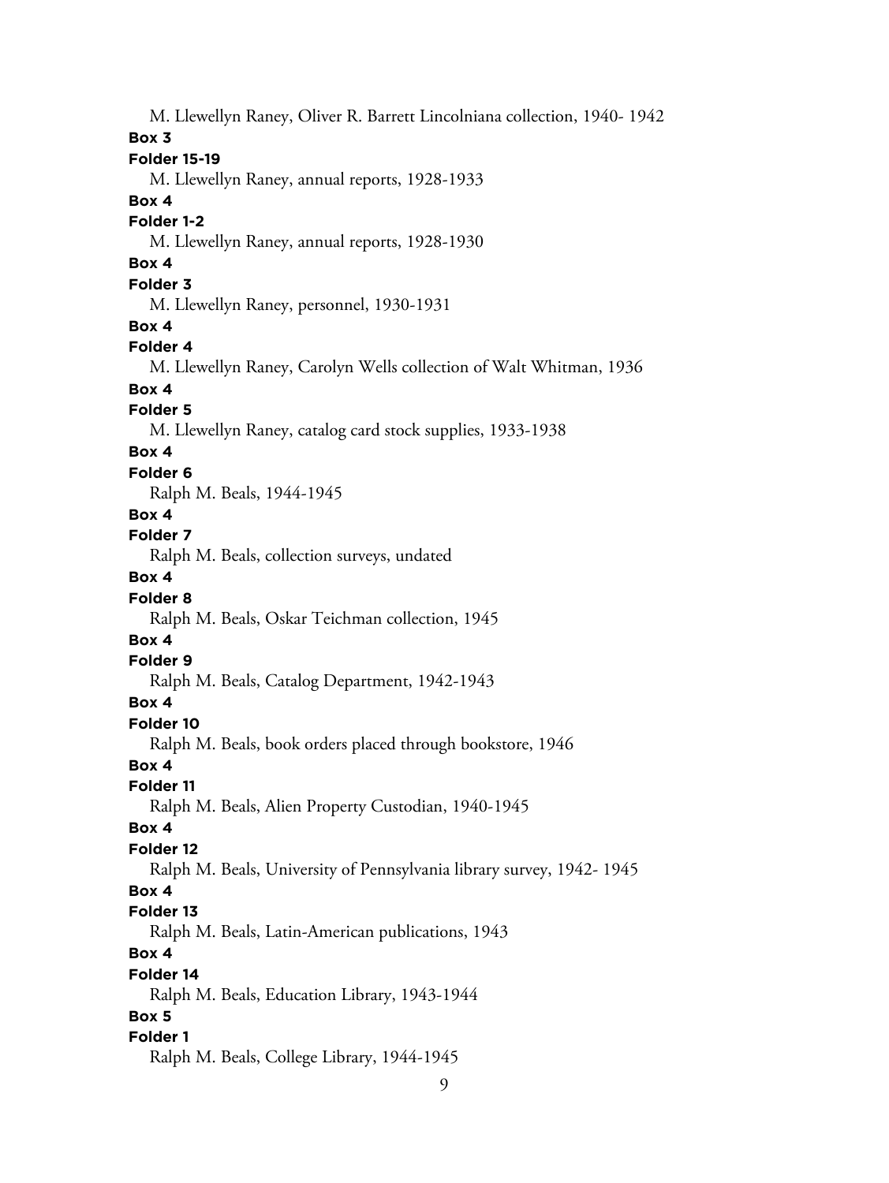M. Llewellyn Raney, Oliver R. Barrett Lincolniana collection, 1940- 1942

**Box 3**

**Folder 15-19**

M. Llewellyn Raney, annual reports, 1928-1933

**Box 4**

**Folder 1-2**

M. Llewellyn Raney, annual reports, 1928-1930

**Box 4**

**Folder 3**

M. Llewellyn Raney, personnel, 1930-1931

**Box 4**

**Folder 4**

M. Llewellyn Raney, Carolyn Wells collection of Walt Whitman, 1936

**Box 4**

**Folder 5**

M. Llewellyn Raney, catalog card stock supplies, 1933-1938

**Box 4**

**Folder 6**

Ralph M. Beals, 1944-1945

**Box 4**

**Folder 7**

Ralph M. Beals, collection surveys, undated

**Box 4**

**Folder 8**

Ralph M. Beals, Oskar Teichman collection, 1945

**Box 4**

**Folder 9**

Ralph M. Beals, Catalog Department, 1942-1943

**Box 4**

**Folder 10**

Ralph M. Beals, book orders placed through bookstore, 1946

**Box 4**

**Folder 11**

Ralph M. Beals, Alien Property Custodian, 1940-1945

**Box 4**

**Folder 12**

Ralph M. Beals, University of Pennsylvania library survey, 1942- 1945

**Box 4**

**Folder 13**

Ralph M. Beals, Latin-American publications, 1943

**Box 4**

**Folder 14**

Ralph M. Beals, Education Library, 1943-1944

**Box 5**

**Folder 1**

Ralph M. Beals, College Library, 1944-1945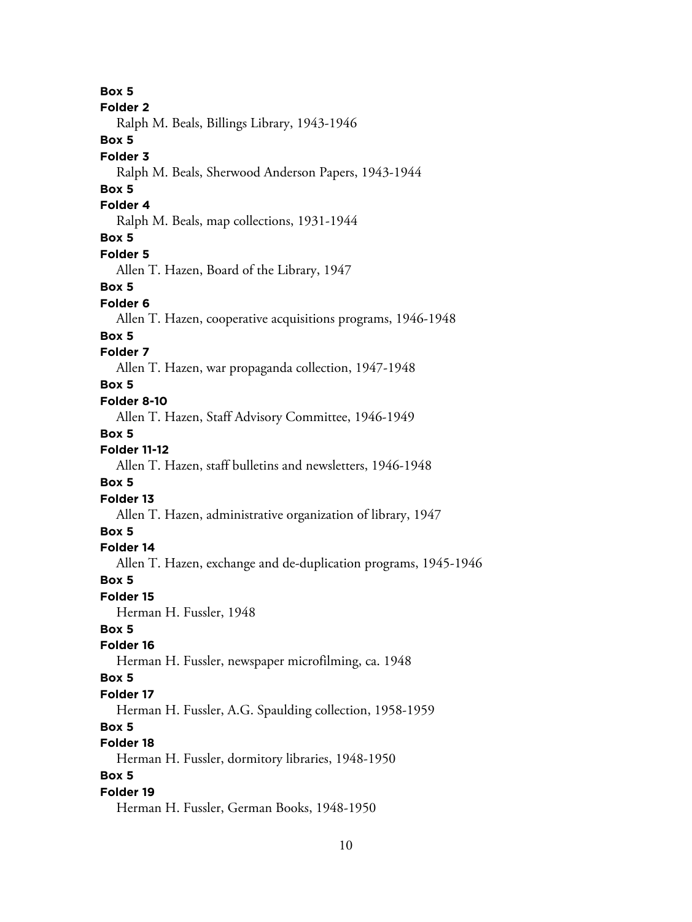**Box 5**
**Folder 2**
Ralph M. Beals, Billings Library, 1943-1946

**Box 5**
**Folder 3**
Ralph M. Beals, Sherwood Anderson Papers, 1943-1944

**Box 5**
**Folder 4**
Ralph M. Beals, map collections, 1931-1944

**Box 5**
**Folder 5**
Allen T. Hazen, Board of the Library, 1947

**Box 5**
**Folder 6**
Allen T. Hazen, cooperative acquisitions programs, 1946-1948

**Box 5**
**Folder 7**
Allen T. Hazen, war propaganda collection, 1947-1948

**Box 5**
**Folder 8-10**
Allen T. Hazen, Staff Advisory Committee, 1946-1949

**Box 5**
**Folder 11-12**
Allen T. Hazen, staff bulletins and newsletters, 1946-1948

**Box 5**
**Folder 13**
Allen T. Hazen, administrative organization of library, 1947

**Box 5**
**Folder 14**
Allen T. Hazen, exchange and de-duplication programs, 1945-1946

**Box 5**
**Folder 15**
Herman H. Fussler, 1948

**Box 5**
**Folder 16**
Herman H. Fussler, newspaper microfilming, ca. 1948

**Box 5**
**Folder 17**
Herman H. Fussler, A.G. Spaulding collection, 1958-1959

**Box 5**
**Folder 18**
Herman H. Fussler, dormitory libraries, 1948-1950

**Box 5**
**Folder 19**
Herman H. Fussler, German Books, 1948-1950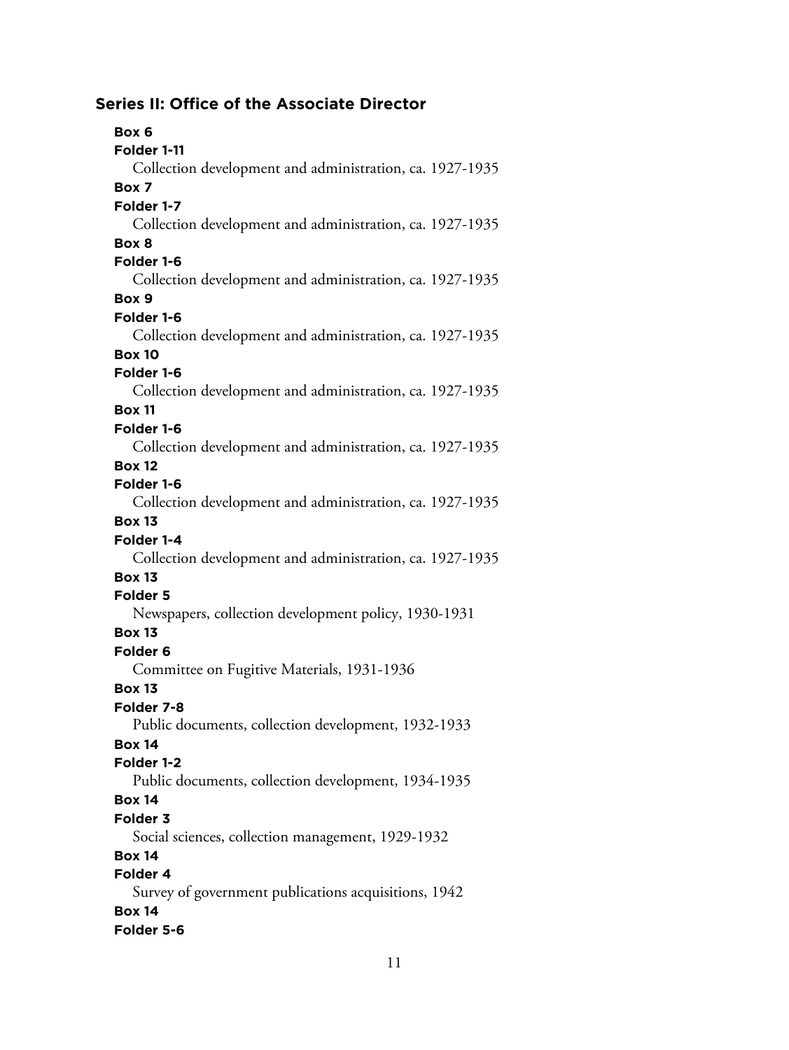## Series II: Office of the Associate Director

**Box 6**
**Folder 1-11**
Collection development and administration, ca. 1927-1935

**Box 7**
**Folder 1-7**
Collection development and administration, ca. 1927-1935

**Box 8**
**Folder 1-6**
Collection development and administration, ca. 1927-1935

**Box 9**
**Folder 1-6**
Collection development and administration, ca. 1927-1935

**Box 10**
**Folder 1-6**
Collection development and administration, ca. 1927-1935

**Box 11**
**Folder 1-6**
Collection development and administration, ca. 1927-1935

**Box 12**
**Folder 1-6**
Collection development and administration, ca. 1927-1935

**Box 13**
**Folder 1-4**
Collection development and administration, ca. 1927-1935

**Box 13**
**Folder 5**
Newspapers, collection development policy, 1930-1931

**Box 13**
**Folder 6**
Committee on Fugitive Materials, 1931-1936

**Box 13**
**Folder 7-8**
Public documents, collection development, 1932-1933

**Box 14**
**Folder 1-2**
Public documents, collection development, 1934-1935

**Box 14**
**Folder 3**
Social sciences, collection management, 1929-1932

**Box 14**
**Folder 4**
Survey of government publications acquisitions, 1942

**Box 14**
**Folder 5-6**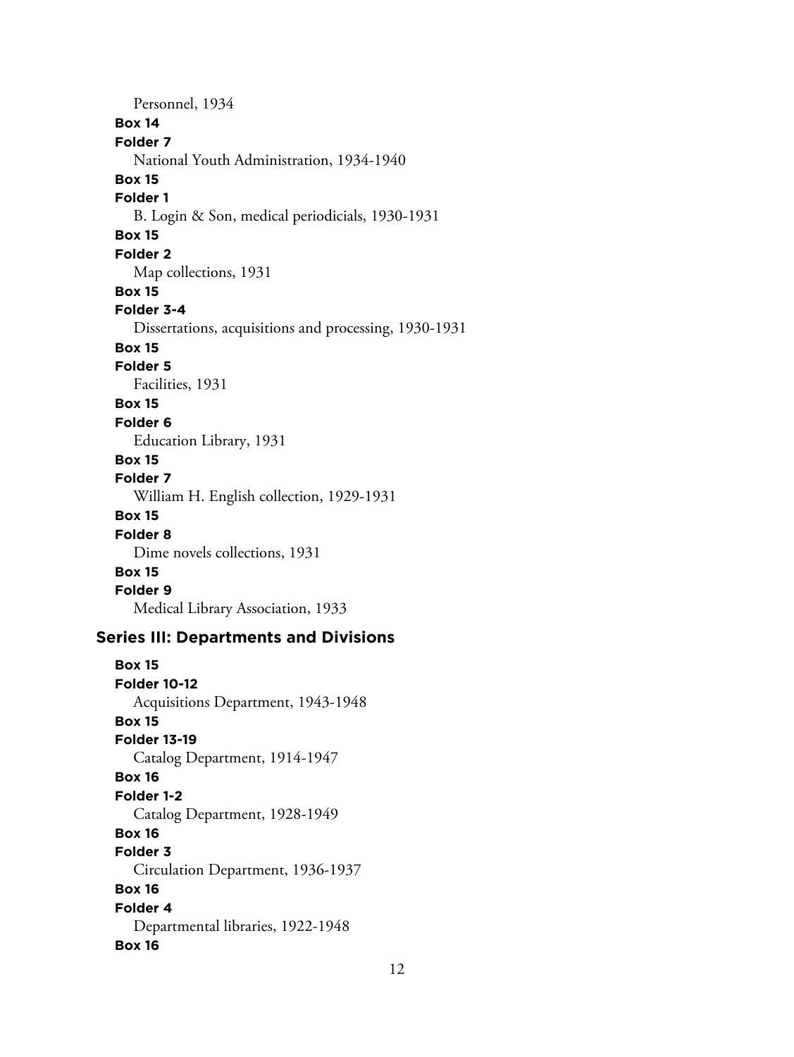Personnel, 1934

**Box 14**
**Folder 7**
National Youth Administration, 1934-1940

**Box 15**
**Folder 1**
B. Login & Son, medical periodicials, 1930-1931

**Box 15**
**Folder 2**
Map collections, 1931

**Box 15**
**Folder 3-4**
Dissertations, acquisitions and processing, 1930-1931

**Box 15**
**Folder 5**
Facilities, 1931

**Box 15**
**Folder 6**
Education Library, 1931

**Box 15**
**Folder 7**
William H. English collection, 1929-1931

**Box 15**
**Folder 8**
Dime novels collections, 1931

**Box 15**
**Folder 9**
Medical Library Association, 1933

## Series III: Departments and Divisions

**Box 15**
**Folder 10-12**
Acquisitions Department, 1943-1948

**Box 15**
**Folder 13-19**
Catalog Department, 1914-1947

**Box 16**
**Folder 1-2**
Catalog Department, 1928-1949

**Box 16**
**Folder 3**
Circulation Department, 1936-1937

**Box 16**
**Folder 4**
Departmental libraries, 1922-1948

**Box 16**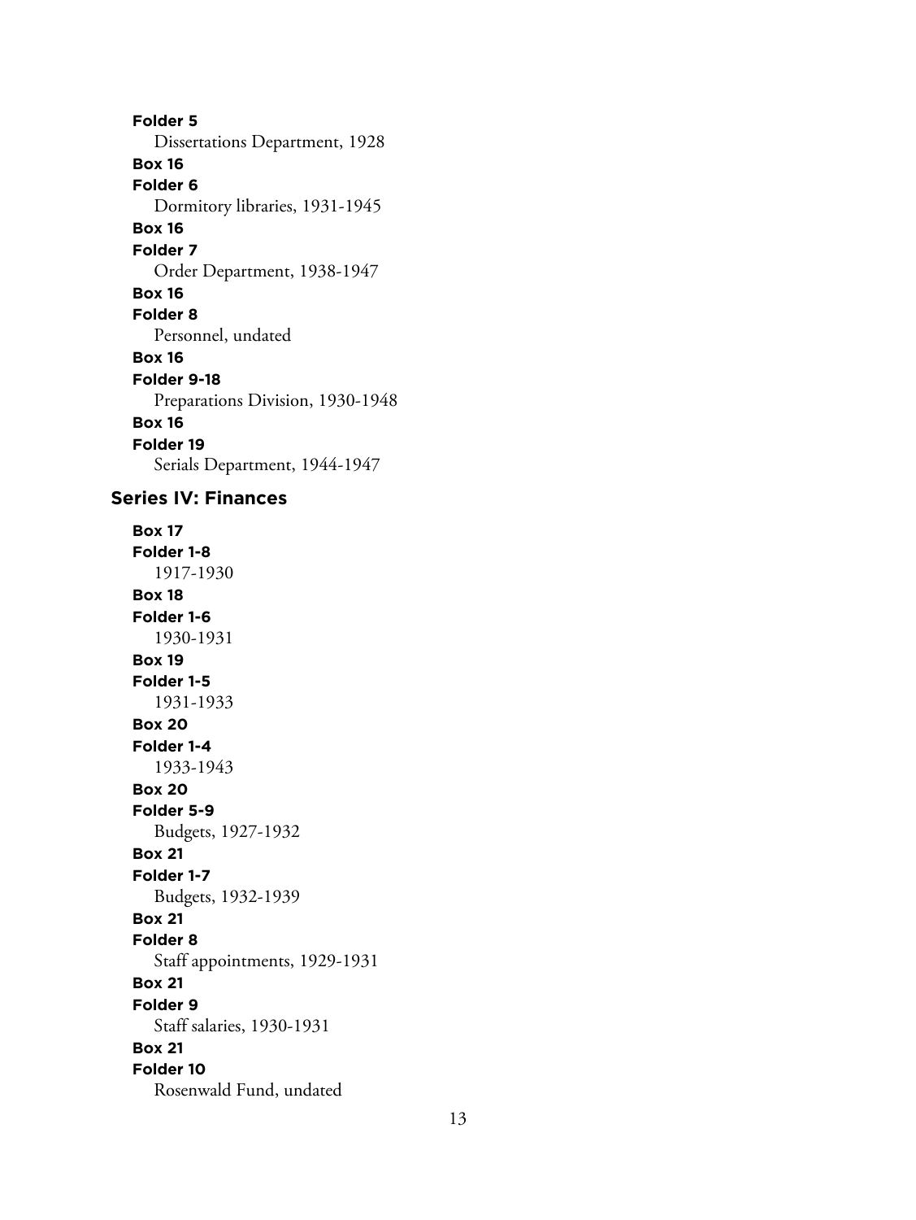**Folder 5**
Dissertations Department, 1928

**Box 16**
**Folder 6**
Dormitory libraries, 1931-1945

**Box 16**
**Folder 7**
Order Department, 1938-1947

**Box 16**
**Folder 8**
Personnel, undated

**Box 16**
**Folder 9-18**
Preparations Division, 1930-1948

**Box 16**
**Folder 19**
Serials Department, 1944-1947

## Series IV: Finances

**Box 17**
**Folder 1-8**
1917-1930

**Box 18**
**Folder 1-6**
1930-1931

**Box 19**
**Folder 1-5**
1931-1933

**Box 20**
**Folder 1-4**
1933-1943

**Box 20**
**Folder 5-9**
Budgets, 1927-1932

**Box 21**
**Folder 1-7**
Budgets, 1932-1939

**Box 21**
**Folder 8**
Staff appointments, 1929-1931

**Box 21**
**Folder 9**
Staff salaries, 1930-1931

**Box 21**
**Folder 10**
Rosenwald Fund, undated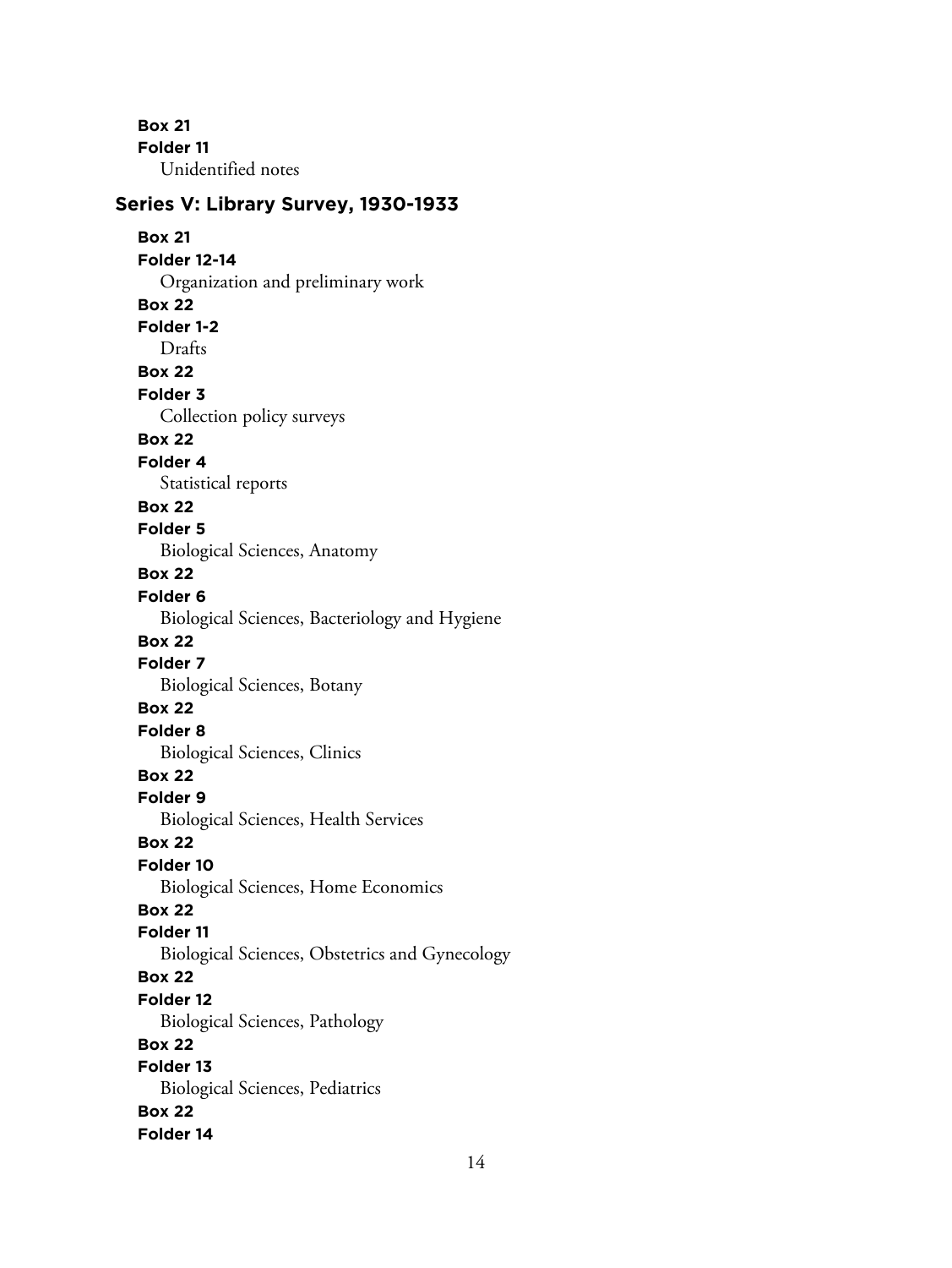**Box 21**
**Folder 11**
Unidentified notes

## Series V: Library Survey, 1930-1933

**Box 21**
**Folder 12-14**
Organization and preliminary work

**Box 22**
**Folder 1-2**
Drafts

**Box 22**
**Folder 3**
Collection policy surveys

**Box 22**
**Folder 4**
Statistical reports

**Box 22**
**Folder 5**
Biological Sciences, Anatomy

**Box 22**
**Folder 6**
Biological Sciences, Bacteriology and Hygiene

**Box 22**
**Folder 7**
Biological Sciences, Botany

**Box 22**
**Folder 8**
Biological Sciences, Clinics

**Box 22**
**Folder 9**
Biological Sciences, Health Services

**Box 22**
**Folder 10**
Biological Sciences, Home Economics

**Box 22**
**Folder 11**
Biological Sciences, Obstetrics and Gynecology

**Box 22**
**Folder 12**
Biological Sciences, Pathology

**Box 22**
**Folder 13**
Biological Sciences, Pediatrics

**Box 22**
**Folder 14**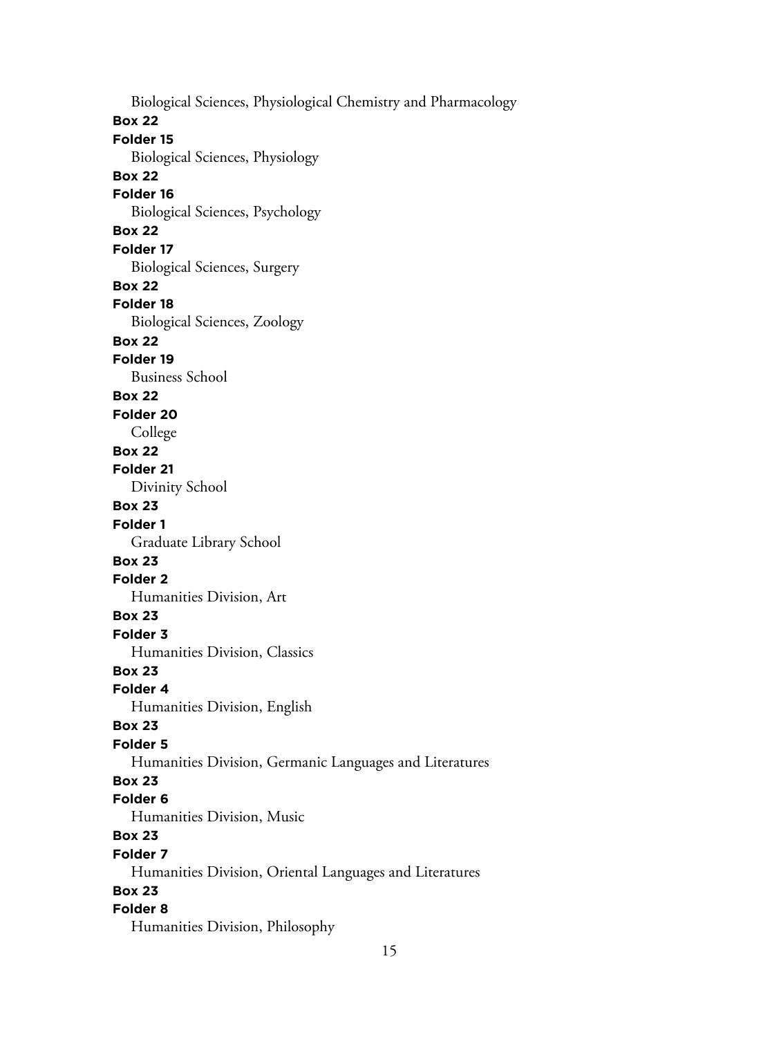Biological Sciences, Physiological Chemistry and Pharmacology

**Box 22**

**Folder 15**

Biological Sciences, Physiology

**Box 22**

**Folder 16**

Biological Sciences, Psychology

**Box 22**

**Folder 17**

Biological Sciences, Surgery

**Box 22**

**Folder 18**

Biological Sciences, Zoology

**Box 22**

**Folder 19**

Business School

**Box 22**

**Folder 20**

College

**Box 22**

**Folder 21**

Divinity School

**Box 23**

**Folder 1**

Graduate Library School

**Box 23**

**Folder 2**

Humanities Division, Art

**Box 23**

**Folder 3**

Humanities Division, Classics

**Box 23**

**Folder 4**

Humanities Division, English

**Box 23**

**Folder 5**

Humanities Division, Germanic Languages and Literatures

**Box 23**

**Folder 6**

Humanities Division, Music

**Box 23**

**Folder 7**

Humanities Division, Oriental Languages and Literatures

**Box 23**

**Folder 8**

Humanities Division, Philosophy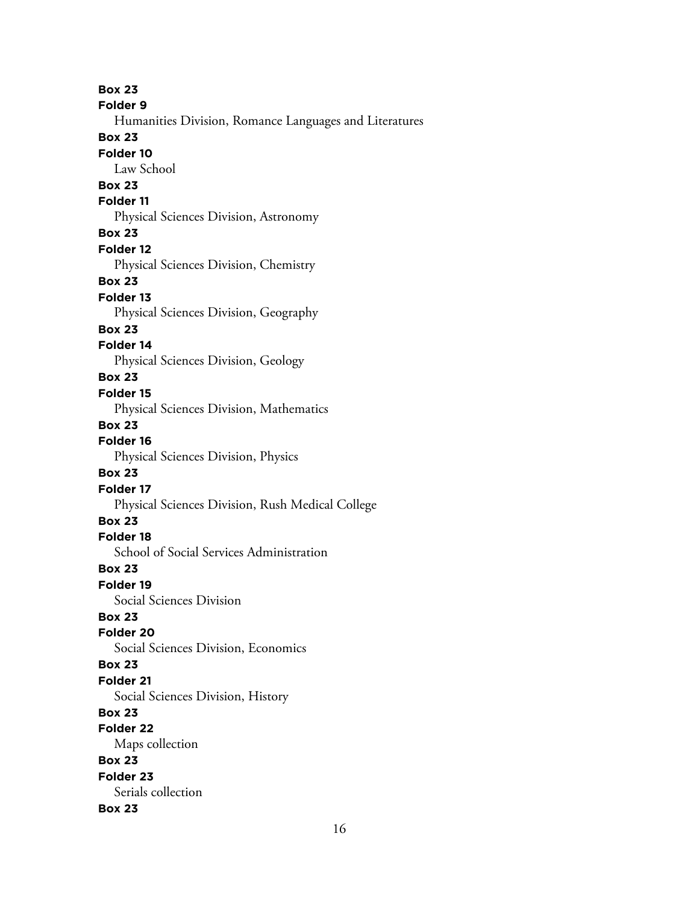**Box 23**
**Folder 9**
Humanities Division, Romance Languages and Literatures

**Box 23**
**Folder 10**
Law School

**Box 23**
**Folder 11**
Physical Sciences Division, Astronomy

**Box 23**
**Folder 12**
Physical Sciences Division, Chemistry

**Box 23**
**Folder 13**
Physical Sciences Division, Geography

**Box 23**
**Folder 14**
Physical Sciences Division, Geology

**Box 23**
**Folder 15**
Physical Sciences Division, Mathematics

**Box 23**
**Folder 16**
Physical Sciences Division, Physics

**Box 23**
**Folder 17**
Physical Sciences Division, Rush Medical College

**Box 23**
**Folder 18**
School of Social Services Administration

**Box 23**
**Folder 19**
Social Sciences Division

**Box 23**
**Folder 20**
Social Sciences Division, Economics

**Box 23**
**Folder 21**
Social Sciences Division, History

**Box 23**
**Folder 22**
Maps collection

**Box 23**
**Folder 23**
Serials collection

**Box 23**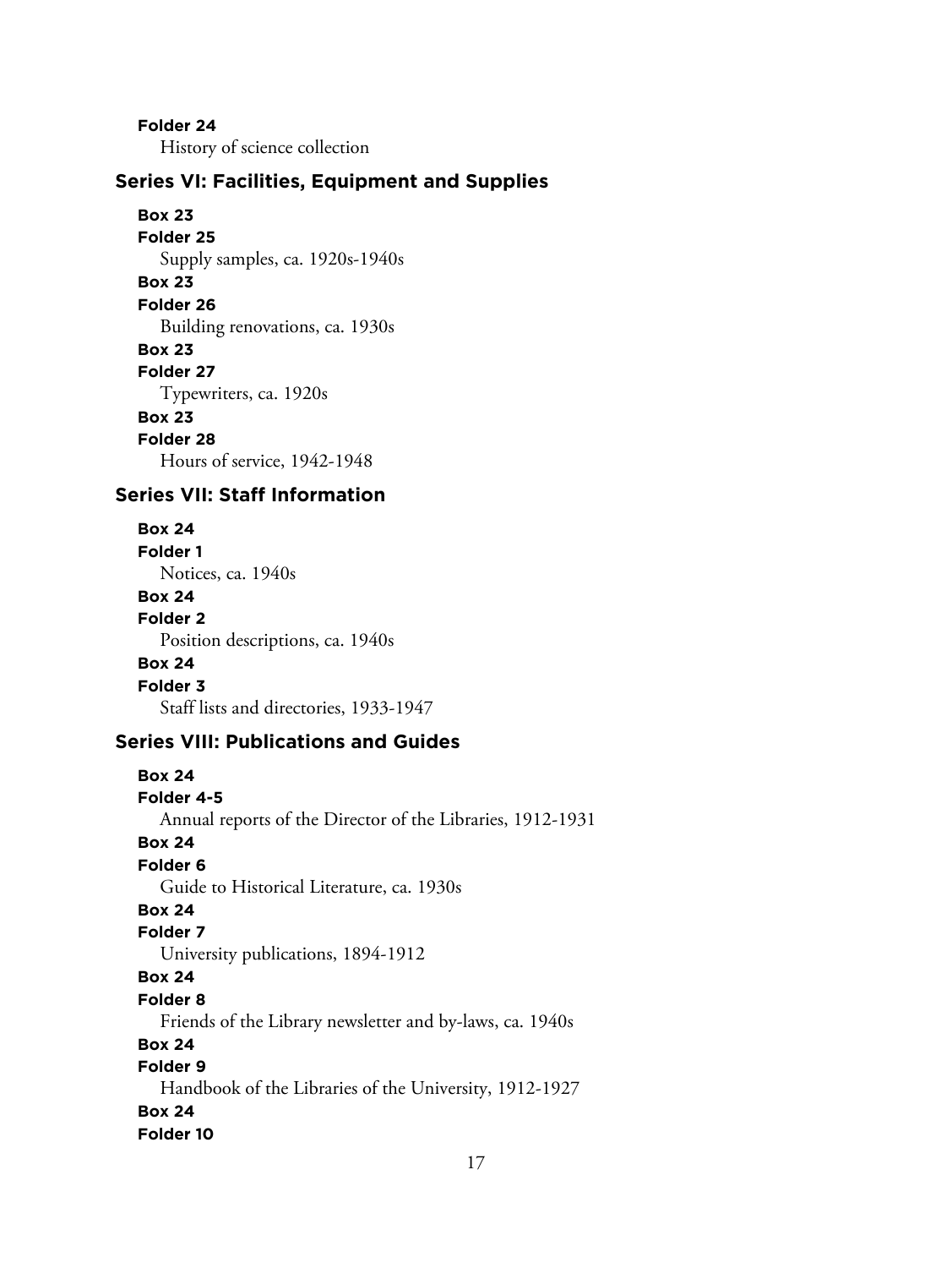**Folder 24**

History of science collection

## Series VI: Facilities, Equipment and Supplies

**Box 23**
**Folder 25**

Supply samples, ca. 1920s-1940s

**Box 23**
**Folder 26**

Building renovations, ca. 1930s

**Box 23**
**Folder 27**

Typewriters, ca. 1920s

**Box 23**
**Folder 28**

Hours of service, 1942-1948

## Series VII: Staff Information

**Box 24**
**Folder 1**

Notices, ca. 1940s

**Box 24**
**Folder 2**

Position descriptions, ca. 1940s

**Box 24**
**Folder 3**

Staff lists and directories, 1933-1947

## Series VIII: Publications and Guides

**Box 24**
**Folder 4-5**

Annual reports of the Director of the Libraries, 1912-1931

**Box 24**
**Folder 6**

Guide to Historical Literature, ca. 1930s

**Box 24**
**Folder 7**

University publications, 1894-1912

**Box 24**
**Folder 8**

Friends of the Library newsletter and by-laws, ca. 1940s

**Box 24**
**Folder 9**

Handbook of the Libraries of the University, 1912-1927

**Box 24**
**Folder 10**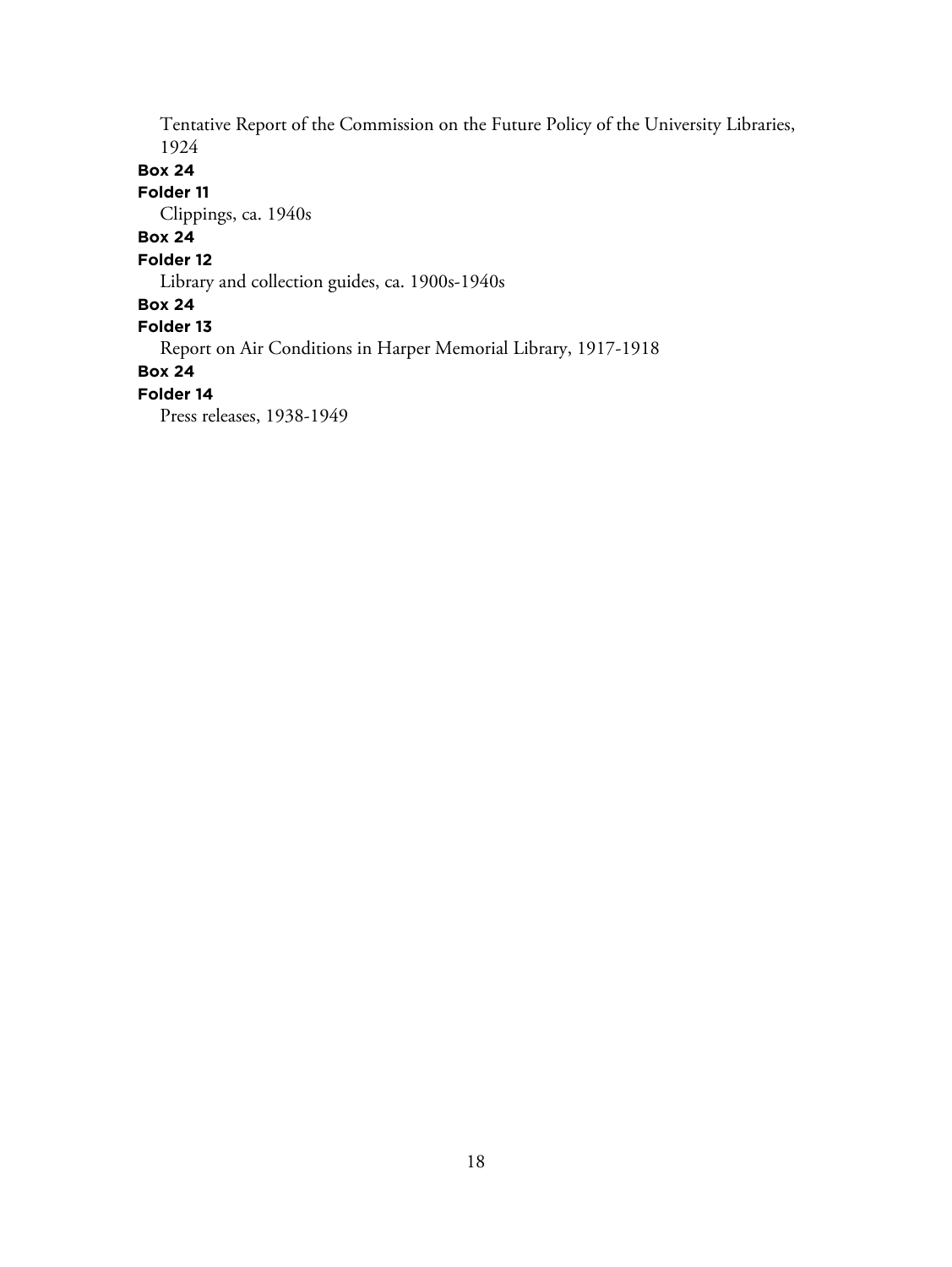Tentative Report of the Commission on the Future Policy of the University Libraries, 1924

**Box 24**

**Folder 11**

Clippings, ca. 1940s

**Box 24**

**Folder 12**

Library and collection guides, ca. 1900s-1940s

**Box 24**

**Folder 13**

Report on Air Conditions in Harper Memorial Library, 1917-1918

**Box 24**

**Folder 14**

Press releases, 1938-1949